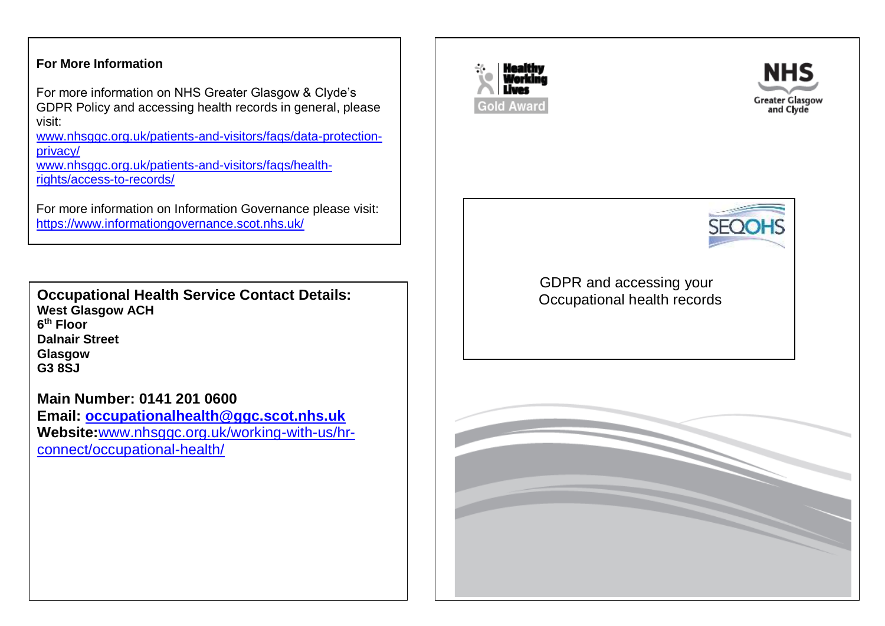## GDPR and accessing your Occupational health records

### For More Information

For more information on NHS Greater Glasgow & Clyde's GDPR Policy and accessing health records in general, please visit:
www.nhsggc.org.uk/patients-and-visitors/faqs/data-protection-privacy/
www.nhsggc.org.uk/patients-and-visitors/faqs/health-rights/access-to-records/

For more information on Information Governance please visit: https://www.informationgovernance.scot.nhs.uk/

### Occupational Health Service Contact Details:

**West Glasgow ACH**
**6th Floor**
**Dalnair Street**
**Glasgow**
**G3 8SJ**

**Main Number: 0141 201 0600**
**Email: occupationalhealth@ggc.scot.nhs.uk**
**Website:** www.nhsggc.org.uk/working-with-us/hr-connect/occupational-health/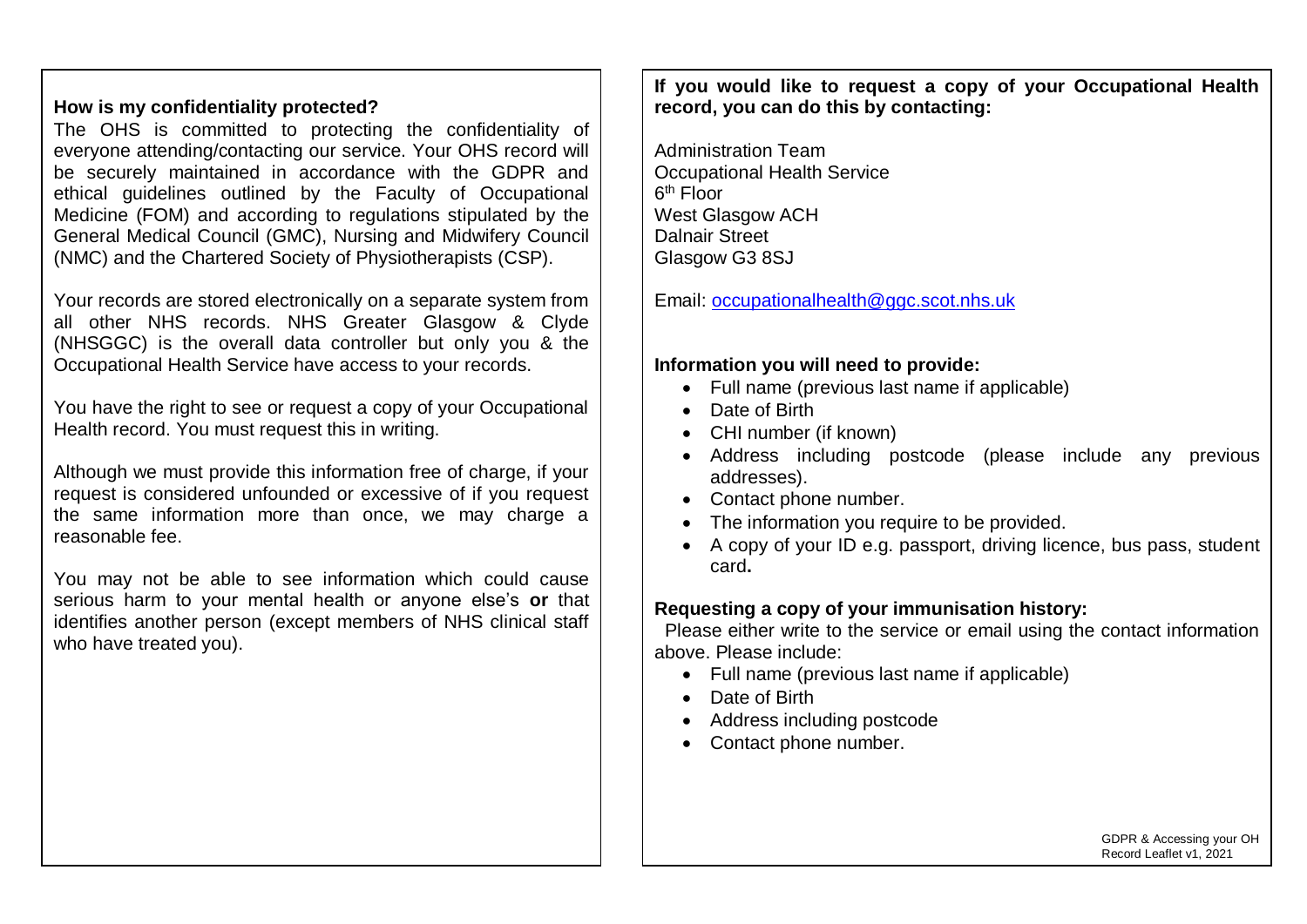### How is my confidentiality protected?

The OHS is committed to protecting the confidentiality of everyone attending/contacting our service. Your OHS record will be securely maintained in accordance with the GDPR and ethical guidelines outlined by the Faculty of Occupational Medicine (FOM) and according to regulations stipulated by the General Medical Council (GMC), Nursing and Midwifery Council (NMC) and the Chartered Society of Physiotherapists (CSP).

Your records are stored electronically on a separate system from all other NHS records. NHS Greater Glasgow & Clyde (NHSGGC) is the overall data controller but only you & the Occupational Health Service have access to your records.

You have the right to see or request a copy of your Occupational Health record. You must request this in writing.

Although we must provide this information free of charge, if your request is considered unfounded or excessive of if you request the same information more than once, we may charge a reasonable fee.

You may not be able to see information which could cause serious harm to your mental health or anyone else's **or** that identifies another person (except members of NHS clinical staff who have treated you).

### If you would like to request a copy of your Occupational Health record, you can do this by contacting:

Administration Team
Occupational Health Service
6th Floor
West Glasgow ACH
Dalnair Street
Glasgow G3 8SJ

Email: occupationalhealth@ggc.scot.nhs.uk

### Information you will need to provide:

- Full name (previous last name if applicable)
- Date of Birth
- CHI number (if known)
- Address including postcode (please include any previous addresses).
- Contact phone number.
- The information you require to be provided.
- A copy of your ID e.g. passport, driving licence, bus pass, student card.

### Requesting a copy of your immunisation history:

Please either write to the service or email using the contact information above. Please include:

- Full name (previous last name if applicable)
- Date of Birth
- Address including postcode
- Contact phone number.

GDPR & Accessing your OH Record Leaflet v1, 2021